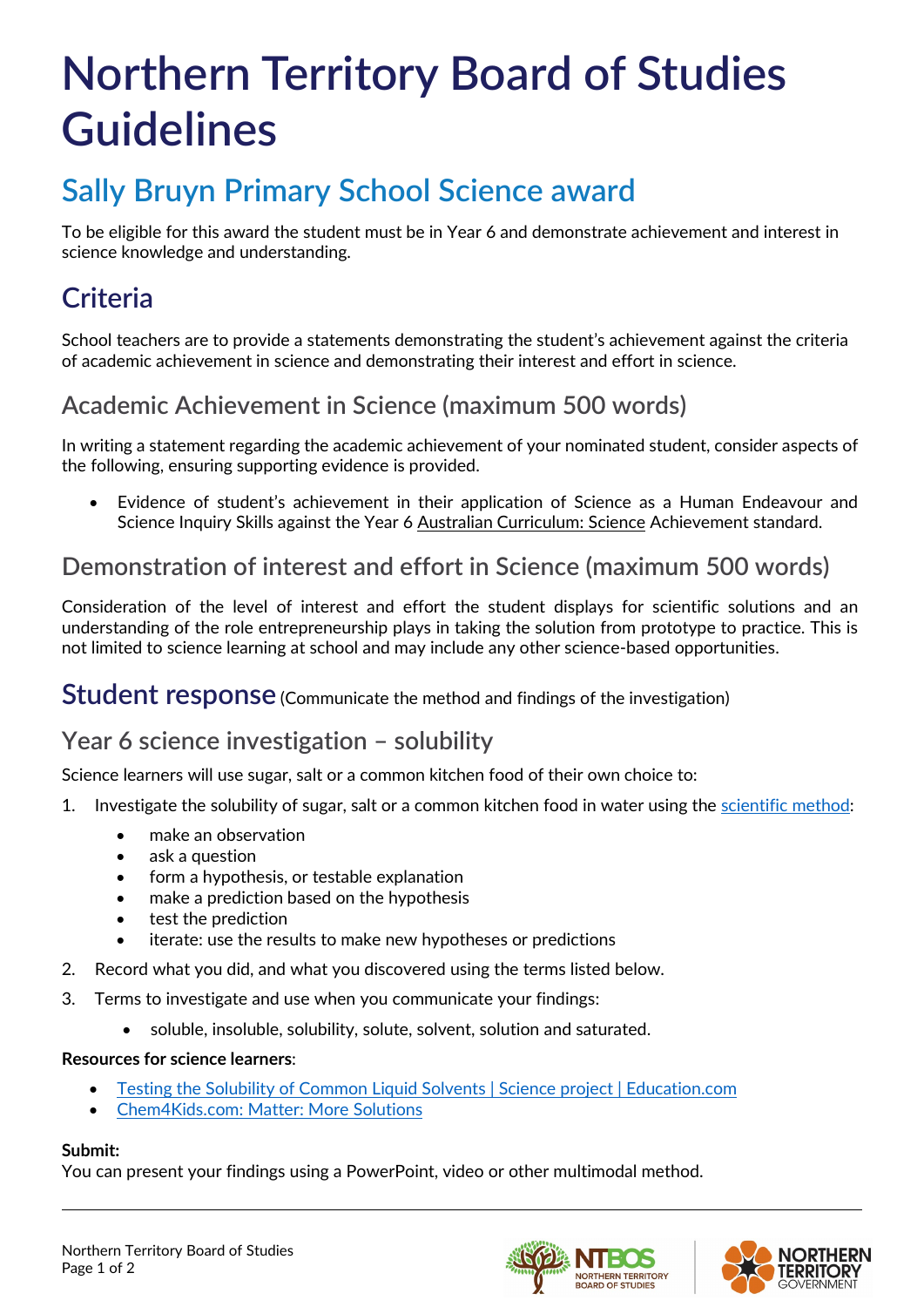# Northern Territory Board of Studies Guidelines

## Sally Bruyn Primary School Science award

To be eligible for this award the student must be in Year 6 and demonstrate achievement and interest in science knowledge and understanding.

## Criteria

School teachers are to provide a statements demonstrating the student's achievement against the criteria of academic achievement in science and demonstrating their interest and effort in science.

### Academic Achievement in Science (maximum 500 words)

In writing a statement regarding the academic achievement of your nominated student, consider aspects of the following, ensuring supporting evidence is provided.

- Evidence of student's achievement in their application of Science as a Human Endeavour and Science Inquiry Skills against the Year 6 Australian Curriculum: Science Achievement standard.

### Demonstration of interest and effort in Science (maximum 500 words)

Consideration of the level of interest and effort the student displays for scientific solutions and an understanding of the role entrepreneurship plays in taking the solution from prototype to practice. This is not limited to science learning at school and may include any other science-based opportunities.

## Student response (Communicate the method and findings of the investigation)

### Year 6 science investigation – solubility

Science learners will use sugar, salt or a common kitchen food of their own choice to:

1. Investigate the solubility of sugar, salt or a common kitchen food in water using the scientific method:
   - make an observation
   - ask a question
   - form a hypothesis, or testable explanation
   - make a prediction based on the hypothesis
   - test the prediction
   - iterate: use the results to make new hypotheses or predictions
2. Record what you did, and what you discovered using the terms listed below.
3. Terms to investigate and use when you communicate your findings:
   - soluble, insoluble, solubility, solute, solvent, solution and saturated.

**Resources for science learners**:

- Testing the Solubility of Common Liquid Solvents | Science project | Education.com
- Chem4Kids.com: Matter: More Solutions

**Submit:**
You can present your findings using a PowerPoint, video or other multimodal method.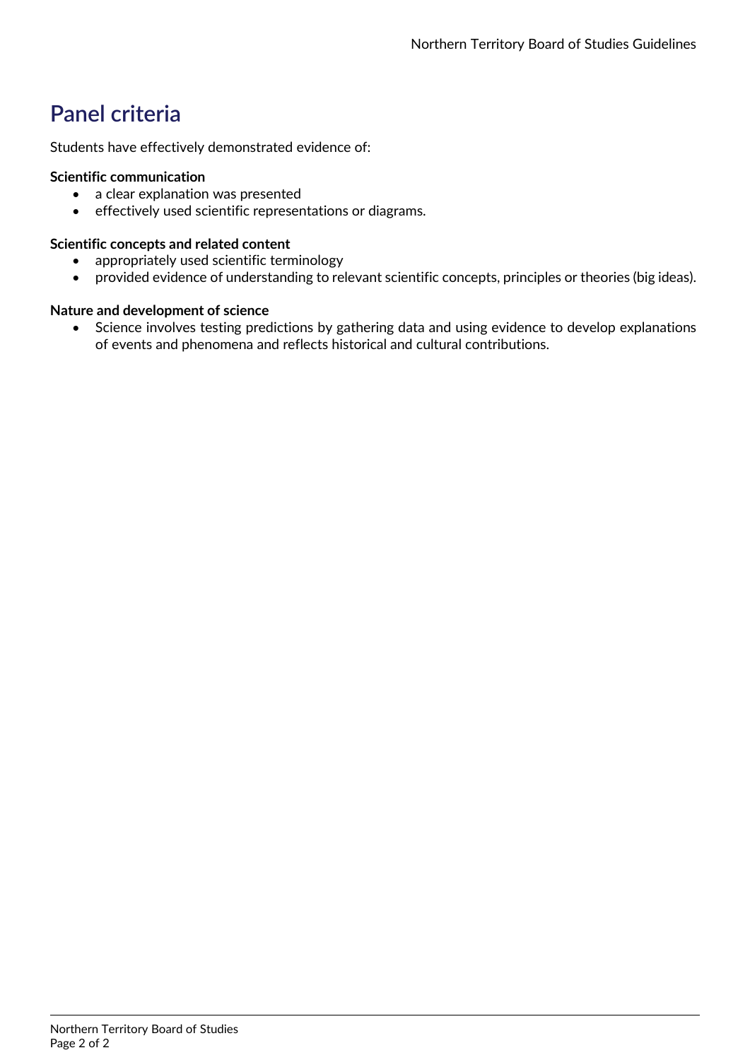# Panel criteria

Students have effectively demonstrated evidence of:

**Scientific communication**

- a clear explanation was presented
- effectively used scientific representations or diagrams.

**Scientific concepts and related content**

- appropriately used scientific terminology
- provided evidence of understanding to relevant scientific concepts, principles or theories (big ideas).

**Nature and development of science**

- Science involves testing predictions by gathering data and using evidence to develop explanations of events and phenomena and reflects historical and cultural contributions.